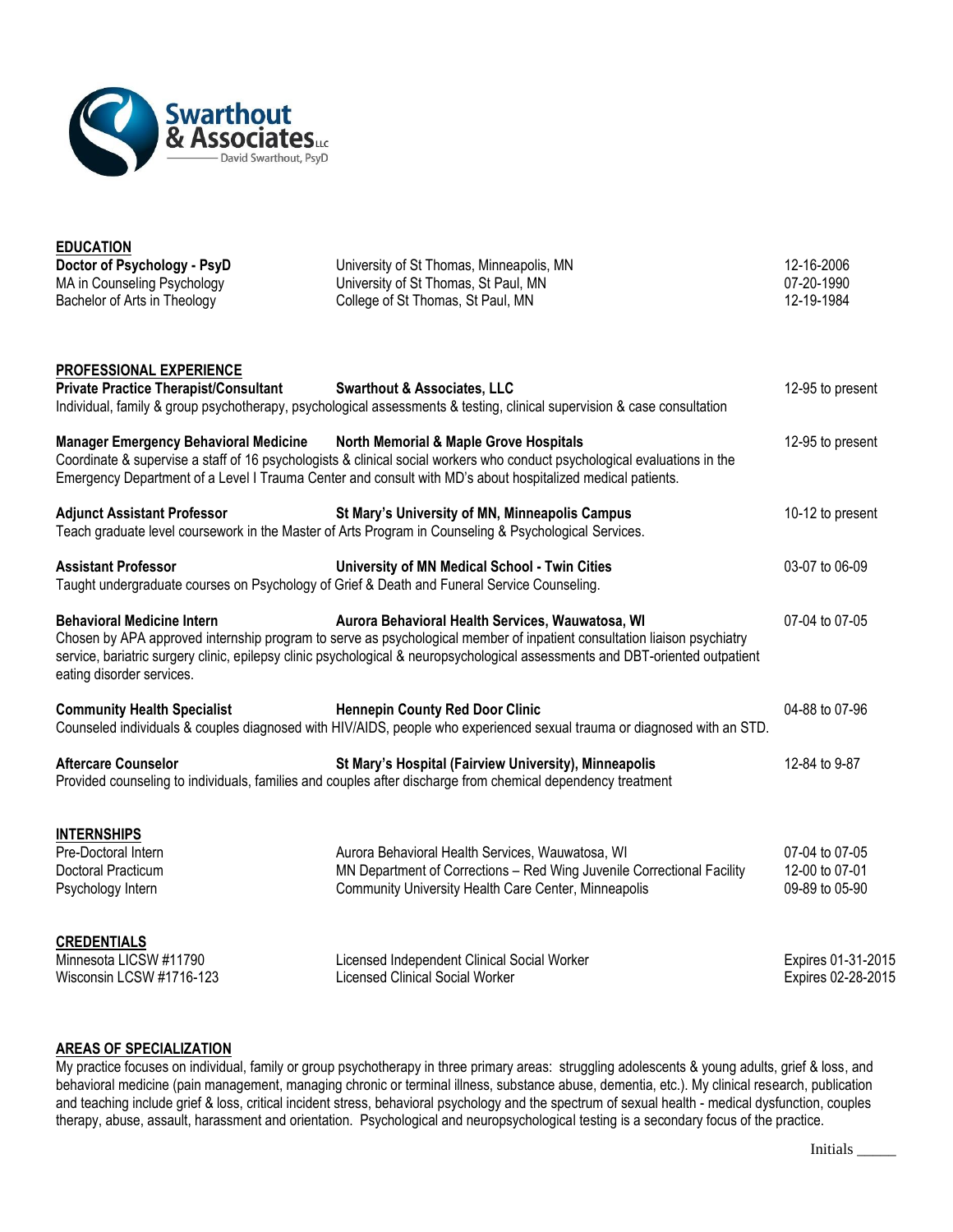Swarthout & Associates LLC
David Swarthout, PsyD

## EDUCATION

| | | |
|---|---|---|
| **Doctor of Psychology - PsyD** | University of St Thomas, Minneapolis, MN | 12-16-2006 |
| MA in Counseling Psychology | University of St Thomas, St Paul, MN | 07-20-1990 |
| Bachelor of Arts in Theology | College of St Thomas, St Paul, MN | 12-19-1984 |

## PROFESSIONAL EXPERIENCE

**Private Practice Therapist/Consultant** — **Swarthout & Associates, LLC** — 12-95 to present

Individual, family & group psychotherapy, psychological assessments & testing, clinical supervision & case consultation

**Manager Emergency Behavioral Medicine** — **North Memorial & Maple Grove Hospitals** — 12-95 to present

Coordinate & supervise a staff of 16 psychologists & clinical social workers who conduct psychological evaluations in the Emergency Department of a Level I Trauma Center and consult with MD's about hospitalized medical patients.

**Adjunct Assistant Professor** — **St Mary's University of MN, Minneapolis Campus** — 10-12 to present

Teach graduate level coursework in the Master of Arts Program in Counseling & Psychological Services.

**Assistant Professor** — **University of MN Medical School - Twin Cities** — 03-07 to 06-09

Taught undergraduate courses on Psychology of Grief & Death and Funeral Service Counseling.

**Behavioral Medicine Intern** — **Aurora Behavioral Health Services, Wauwatosa, WI** — 07-04 to 07-05

Chosen by APA approved internship program to serve as psychological member of inpatient consultation liaison psychiatry service, bariatric surgery clinic, epilepsy clinic psychological & neuropsychological assessments and DBT-oriented outpatient eating disorder services.

**Community Health Specialist** — **Hennepin County Red Door Clinic** — 04-88 to 07-96

Counseled individuals & couples diagnosed with HIV/AIDS, people who experienced sexual trauma or diagnosed with an STD.

**Aftercare Counselor** — **St Mary's Hospital (Fairview University), Minneapolis** — 12-84 to 9-87

Provided counseling to individuals, families and couples after discharge from chemical dependency treatment

## INTERNSHIPS

| | | |
|---|---|---|
| Pre-Doctoral Intern | Aurora Behavioral Health Services, Wauwatosa, WI | 07-04 to 07-05 |
| Doctoral Practicum | MN Department of Corrections – Red Wing Juvenile Correctional Facility | 12-00 to 07-01 |
| Psychology Intern | Community University Health Care Center, Minneapolis | 09-89 to 05-90 |

## CREDENTIALS

| | | |
|---|---|---|
| Minnesota LICSW #11790 | Licensed Independent Clinical Social Worker | Expires 01-31-2015 |
| Wisconsin LCSW #1716-123 | Licensed Clinical Social Worker | Expires 02-28-2015 |

## AREAS OF SPECIALIZATION

My practice focuses on individual, family or group psychotherapy in three primary areas: struggling adolescents & young adults, grief & loss, and behavioral medicine (pain management, managing chronic or terminal illness, substance abuse, dementia, etc.). My clinical research, publication and teaching include grief & loss, critical incident stress, behavioral psychology and the spectrum of sexual health - medical dysfunction, couples therapy, abuse, assault, harassment and orientation. Psychological and neuropsychological testing is a secondary focus of the practice.

Initials _____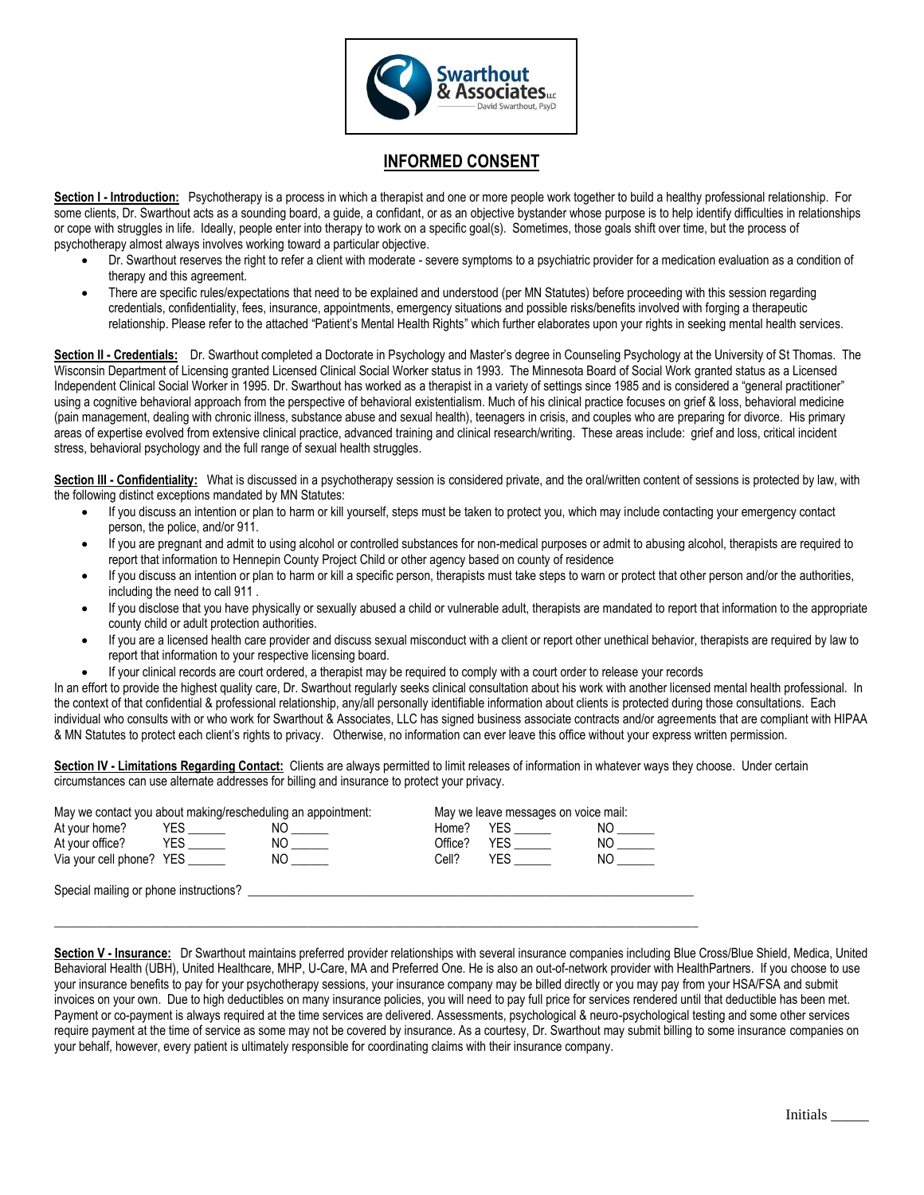Swarthout & Associates LLC
David Swarthout, PsyD

# INFORMED CONSENT

**Section I - Introduction:** Psychotherapy is a process in which a therapist and one or more people work together to build a healthy professional relationship. For some clients, Dr. Swarthout acts as a sounding board, a guide, a confidant, or as an objective bystander whose purpose is to help identify difficulties in relationships or cope with struggles in life. Ideally, people enter into therapy to work on a specific goal(s). Sometimes, those goals shift over time, but the process of psychotherapy almost always involves working toward a particular objective.

- Dr. Swarthout reserves the right to refer a client with moderate - severe symptoms to a psychiatric provider for a medication evaluation as a condition of therapy and this agreement.
- There are specific rules/expectations that need to be explained and understood (per MN Statutes) before proceeding with this session regarding credentials, confidentiality, fees, insurance, appointments, emergency situations and possible risks/benefits involved with forging a therapeutic relationship. Please refer to the attached "Patient's Mental Health Rights" which further elaborates upon your rights in seeking mental health services.

**Section II - Credentials:** Dr. Swarthout completed a Doctorate in Psychology and Master's degree in Counseling Psychology at the University of St Thomas. The Wisconsin Department of Licensing granted Licensed Clinical Social Worker status in 1993. The Minnesota Board of Social Work granted status as a Licensed Independent Clinical Social Worker in 1995. Dr. Swarthout has worked as a therapist in a variety of settings since 1985 and is considered a "general practitioner" using a cognitive behavioral approach from the perspective of behavioral existentialism. Much of his clinical practice focuses on grief & loss, behavioral medicine (pain management, dealing with chronic illness, substance abuse and sexual health), teenagers in crisis, and couples who are preparing for divorce. His primary areas of expertise evolved from extensive clinical practice, advanced training and clinical research/writing. These areas include: grief and loss, critical incident stress, behavioral psychology and the full range of sexual health struggles.

**Section III - Confidentiality:** What is discussed in a psychotherapy session is considered private, and the oral/written content of sessions is protected by law, with the following distinct exceptions mandated by MN Statutes:

- If you discuss an intention or plan to harm or kill yourself, steps must be taken to protect you, which may include contacting your emergency contact person, the police, and/or 911.
- If you are pregnant and admit to using alcohol or controlled substances for non-medical purposes or admit to abusing alcohol, therapists are required to report that information to Hennepin County Project Child or other agency based on county of residence
- If you discuss an intention or plan to harm or kill a specific person, therapists must take steps to warn or protect that other person and/or the authorities, including the need to call 911 .
- If you disclose that you have physically or sexually abused a child or vulnerable adult, therapists are mandated to report that information to the appropriate county child or adult protection authorities.
- If you are a licensed health care provider and discuss sexual misconduct with a client or report other unethical behavior, therapists are required by law to report that information to your respective licensing board.
- If your clinical records are court ordered, a therapist may be required to comply with a court order to release your records

In an effort to provide the highest quality care, Dr. Swarthout regularly seeks clinical consultation about his work with another licensed mental health professional. In the context of that confidential & professional relationship, any/all personally identifiable information about clients is protected during those consultations. Each individual who consults with or who work for Swarthout & Associates, LLC has signed business associate contracts and/or agreements that are compliant with HIPAA & MN Statutes to protect each client's rights to privacy. Otherwise, no information can ever leave this office without your express written permission.

**Section IV - Limitations Regarding Contact:** Clients are always permitted to limit releases of information in whatever ways they choose. Under certain circumstances can use alternate addresses for billing and insurance to protect your privacy.

May we contact you about making/rescheduling an appointment:
At your home? YES ______ NO ______
At your office? YES ______ NO ______
Via your cell phone? YES ______ NO ______

May we leave messages on voice mail:
Home? YES ______ NO ______
Office? YES ______ NO ______
Cell? YES ______ NO ______

Special mailing or phone instructions? ______________________________________________________________________

______________________________________________________________________________________________

**Section V - Insurance:** Dr Swarthout maintains preferred provider relationships with several insurance companies including Blue Cross/Blue Shield, Medica, United Behavioral Health (UBH), United Healthcare, MHP, U-Care, MA and Preferred One. He is also an out-of-network provider with HealthPartners. If you choose to use your insurance benefits to pay for your psychotherapy sessions, your insurance company may be billed directly or you may pay from your HSA/FSA and submit invoices on your own. Due to high deductibles on many insurance policies, you will need to pay full price for services rendered until that deductible has been met. Payment or co-payment is always required at the time services are delivered. Assessments, psychological & neuro-psychological testing and some other services require payment at the time of service as some may not be covered by insurance. As a courtesy, Dr. Swarthout may submit billing to some insurance companies on your behalf, however, every patient is ultimately responsible for coordinating claims with their insurance company.

Initials _____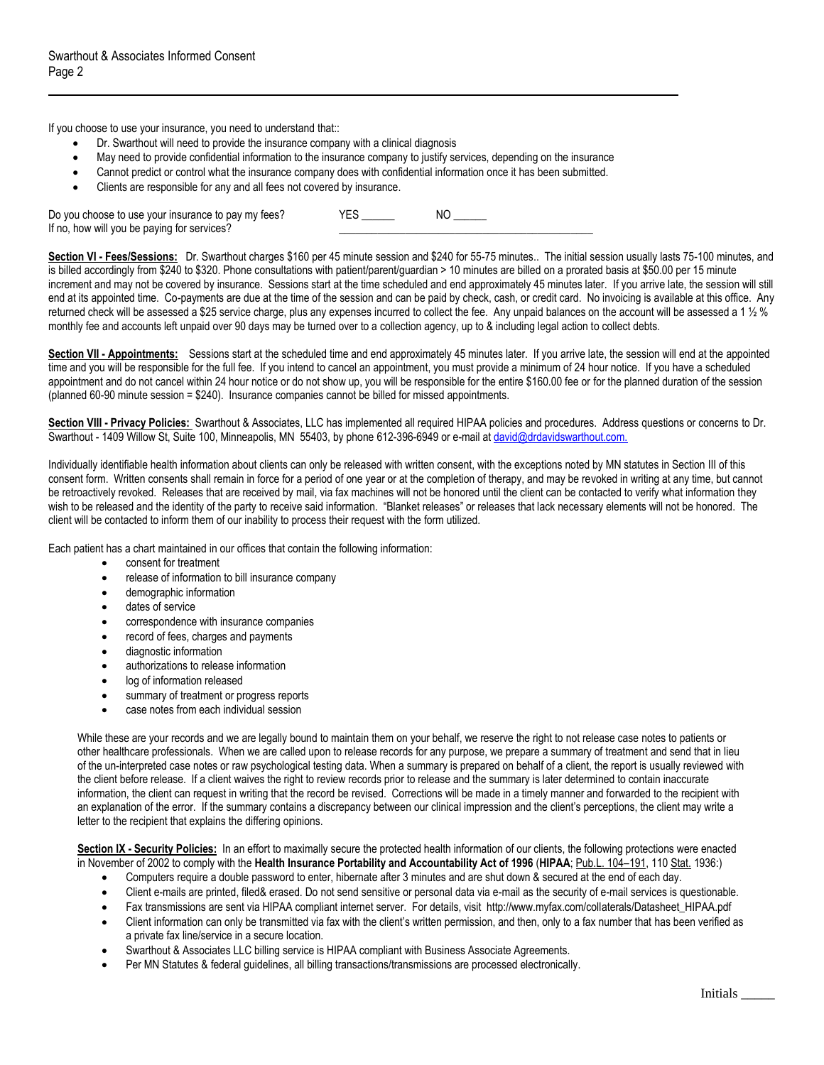If you choose to use your insurance, you need to understand that::

- Dr. Swarthout will need to provide the insurance company with a clinical diagnosis
- May need to provide confidential information to the insurance company to justify services, depending on the insurance
- Cannot predict or control what the insurance company does with confidential information once it has been submitted.
- Clients are responsible for any and all fees not covered by insurance.

Do you choose to use your insurance to pay my fees? YES ______ NO ______
If no, how will you be paying for services? ______________________________________________

**Section VI - Fees/Sessions:** Dr. Swarthout charges $160 per 45 minute session and $240 for 55-75 minutes.. The initial session usually lasts 75-100 minutes, and is billed accordingly from $240 to $320. Phone consultations with patient/parent/guardian > 10 minutes are billed on a prorated basis at $50.00 per 15 minute increment and may not be covered by insurance. Sessions start at the time scheduled and end approximately 45 minutes later. If you arrive late, the session will still end at its appointed time. Co-payments are due at the time of the session and can be paid by check, cash, or credit card. No invoicing is available at this office. Any returned check will be assessed a $25 service charge, plus any expenses incurred to collect the fee. Any unpaid balances on the account will be assessed a 1 ½ % monthly fee and accounts left unpaid over 90 days may be turned over to a collection agency, up to & including legal action to collect debts.

**Section VII - Appointments:** Sessions start at the scheduled time and end approximately 45 minutes later. If you arrive late, the session will end at the appointed time and you will be responsible for the full fee. If you intend to cancel an appointment, you must provide a minimum of 24 hour notice. If you have a scheduled appointment and do not cancel within 24 hour notice or do not show up, you will be responsible for the entire $160.00 fee or for the planned duration of the session (planned 60-90 minute session = $240). Insurance companies cannot be billed for missed appointments.

**Section VIII - Privacy Policies:** Swarthout & Associates, LLC has implemented all required HIPAA policies and procedures. Address questions or concerns to Dr. Swarthout - 1409 Willow St, Suite 100, Minneapolis, MN 55403, by phone 612-396-6949 or e-mail at david@drdavidswarthout.com.

Individually identifiable health information about clients can only be released with written consent, with the exceptions noted by MN statutes in Section III of this consent form. Written consents shall remain in force for a period of one year or at the completion of therapy, and may be revoked in writing at any time, but cannot be retroactively revoked. Releases that are received by mail, via fax machines will not be honored until the client can be contacted to verify what information they wish to be released and the identity of the party to receive said information. "Blanket releases" or releases that lack necessary elements will not be honored. The client will be contacted to inform them of our inability to process their request with the form utilized.

Each patient has a chart maintained in our offices that contain the following information:

- consent for treatment
- release of information to bill insurance company
- demographic information
- dates of service
- correspondence with insurance companies
- record of fees, charges and payments
- diagnostic information
- authorizations to release information
- log of information released
- summary of treatment or progress reports
- case notes from each individual session

While these are your records and we are legally bound to maintain them on your behalf, we reserve the right to not release case notes to patients or other healthcare professionals. When we are called upon to release records for any purpose, we prepare a summary of treatment and send that in lieu of the un-interpreted case notes or raw psychological testing data. When a summary is prepared on behalf of a client, the report is usually reviewed with the client before release. If a client waives the right to review records prior to release and the summary is later determined to contain inaccurate information, the client can request in writing that the record be revised. Corrections will be made in a timely manner and forwarded to the recipient with an explanation of the error. If the summary contains a discrepancy between our clinical impression and the client's perceptions, the client may write a letter to the recipient that explains the differing opinions.

**Section IX - Security Policies:** In an effort to maximally secure the protected health information of our clients, the following protections were enacted in November of 2002 to comply with the **Health Insurance Portability and Accountability Act of 1996** (**HIPAA**; Pub.L. 104–191, 110 Stat. 1936:)

- Computers require a double password to enter, hibernate after 3 minutes and are shut down & secured at the end of each day.
- Client e-mails are printed, filed& erased. Do not send sensitive or personal data via e-mail as the security of e-mail services is questionable.
- Fax transmissions are sent via HIPAA compliant internet server. For details, visit http://www.myfax.com/collaterals/Datasheet_HIPAA.pdf
- Client information can only be transmitted via fax with the client's written permission, and then, only to a fax number that has been verified as a private fax line/service in a secure location.
- Swarthout & Associates LLC billing service is HIPAA compliant with Business Associate Agreements.
- Per MN Statutes & federal guidelines, all billing transactions/transmissions are processed electronically.

Initials _____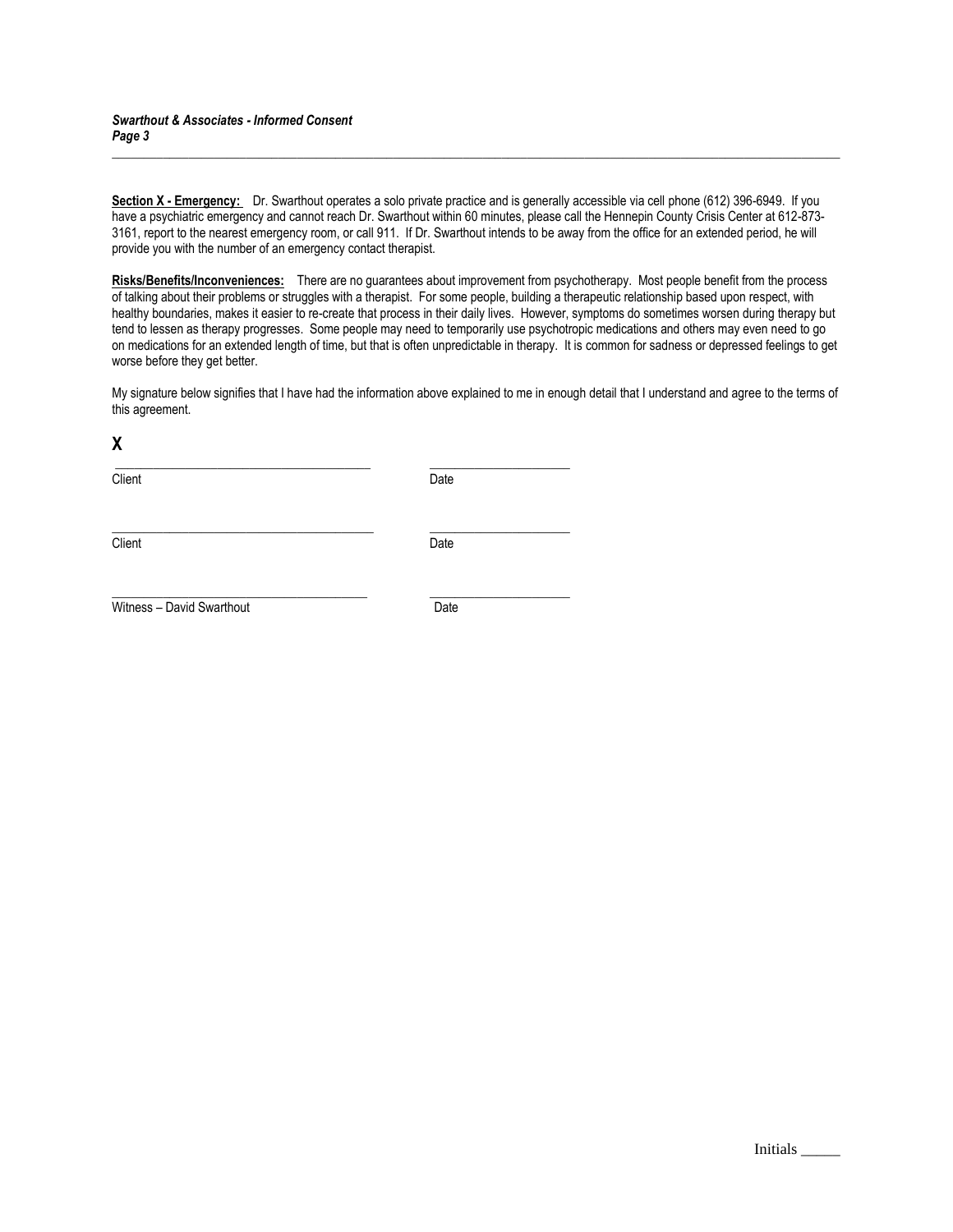**Section X - Emergency:** Dr. Swarthout operates a solo private practice and is generally accessible via cell phone (612) 396-6949. If you have a psychiatric emergency and cannot reach Dr. Swarthout within 60 minutes, please call the Hennepin County Crisis Center at 612-873-3161, report to the nearest emergency room, or call 911. If Dr. Swarthout intends to be away from the office for an extended period, he will provide you with the number of an emergency contact therapist.

**Risks/Benefits/Inconveniences:** There are no guarantees about improvement from psychotherapy. Most people benefit from the process of talking about their problems or struggles with a therapist. For some people, building a therapeutic relationship based upon respect, with healthy boundaries, makes it easier to re-create that process in their daily lives. However, symptoms do sometimes worsen during therapy but tend to lessen as therapy progresses. Some people may need to temporarily use psychotropic medications and others may even need to go on medications for an extended length of time, but that is often unpredictable in therapy. It is common for sadness or depressed feelings to get worse before they get better.

My signature below signifies that I have had the information above explained to me in enough detail that I understand and agree to the terms of this agreement.

**X**

_______________________________________ _____________________

Client Date

_______________________________________ _____________________

Client Date

_______________________________________ _____________________

Witness – David Swarthout Date

Initials _____